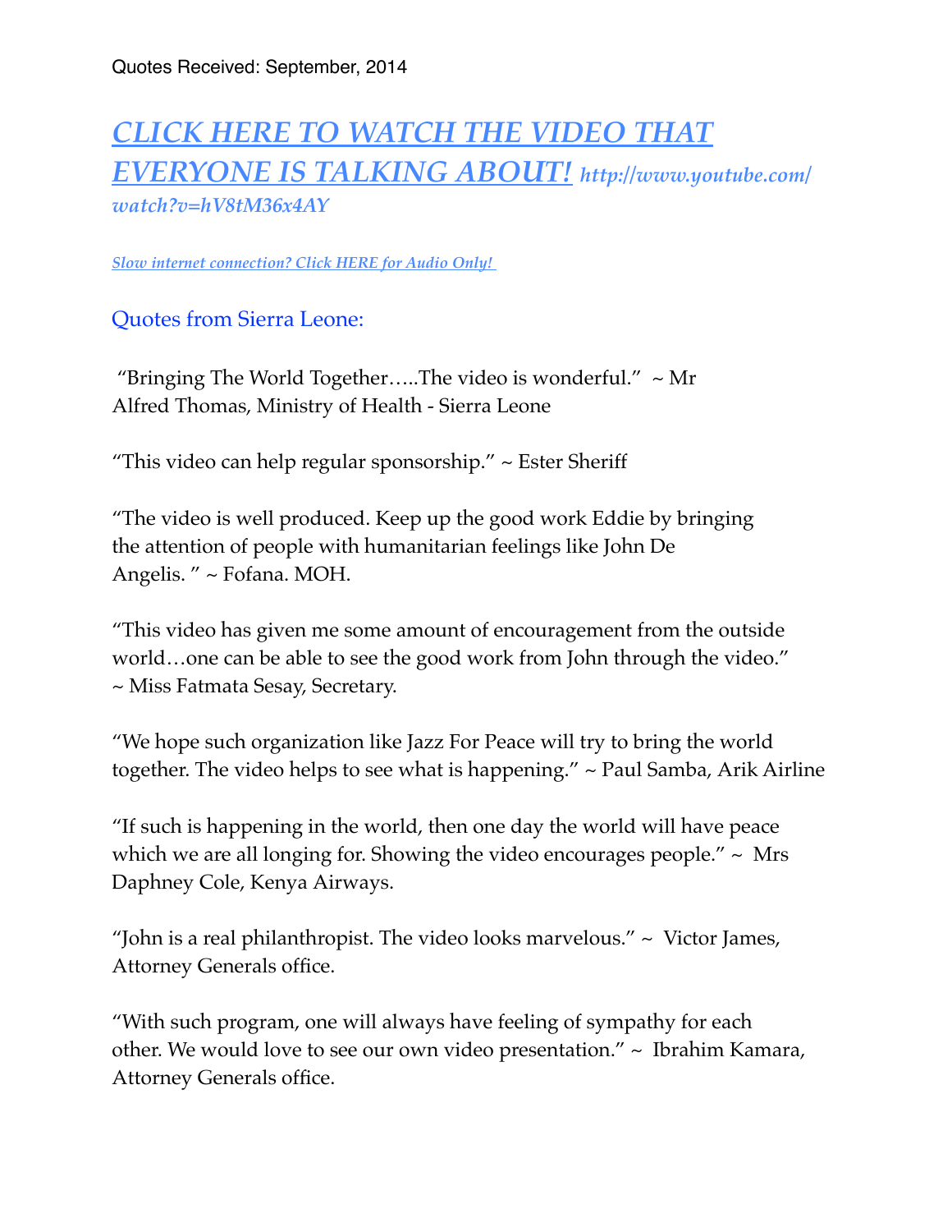Quotes Received: September, 2014

## *[CLICK HERE TO WATCH THE VIDEO THAT EVERYONE IS TALKING ABOUT!](http://www.youtube.com/watch?v=hV8tM36x4AY)* *http://www.youtube.com/watch?v=hV8tM36x4AY*

*[Slow internet connection? Click HERE for Audio Only!]()*

### Quotes from Sierra Leone:

"Bringing The World Together…..The video is wonderful." ~ Mr Alfred Thomas, Ministry of Health - Sierra Leone

"This video can help regular sponsorship." ~ Ester Sheriff

"The video is well produced. Keep up the good work Eddie by bringing the attention of people with humanitarian feelings like John De Angelis. " ~ Fofana. MOH.

"This video has given me some amount of encouragement from the outside world…one can be able to see the good work from John through the video." ~ Miss Fatmata Sesay, Secretary.

"We hope such organization like Jazz For Peace will try to bring the world together. The video helps to see what is happening." ~ Paul Samba, Arik Airline

"If such is happening in the world, then one day the world will have peace which we are all longing for. Showing the video encourages people." ~ Mrs Daphney Cole, Kenya Airways.

"John is a real philanthropist. The video looks marvelous." ~ Victor James, Attorney Generals office.

"With such program, one will always have feeling of sympathy for each other. We would love to see our own video presentation." ~ Ibrahim Kamara, Attorney Generals office.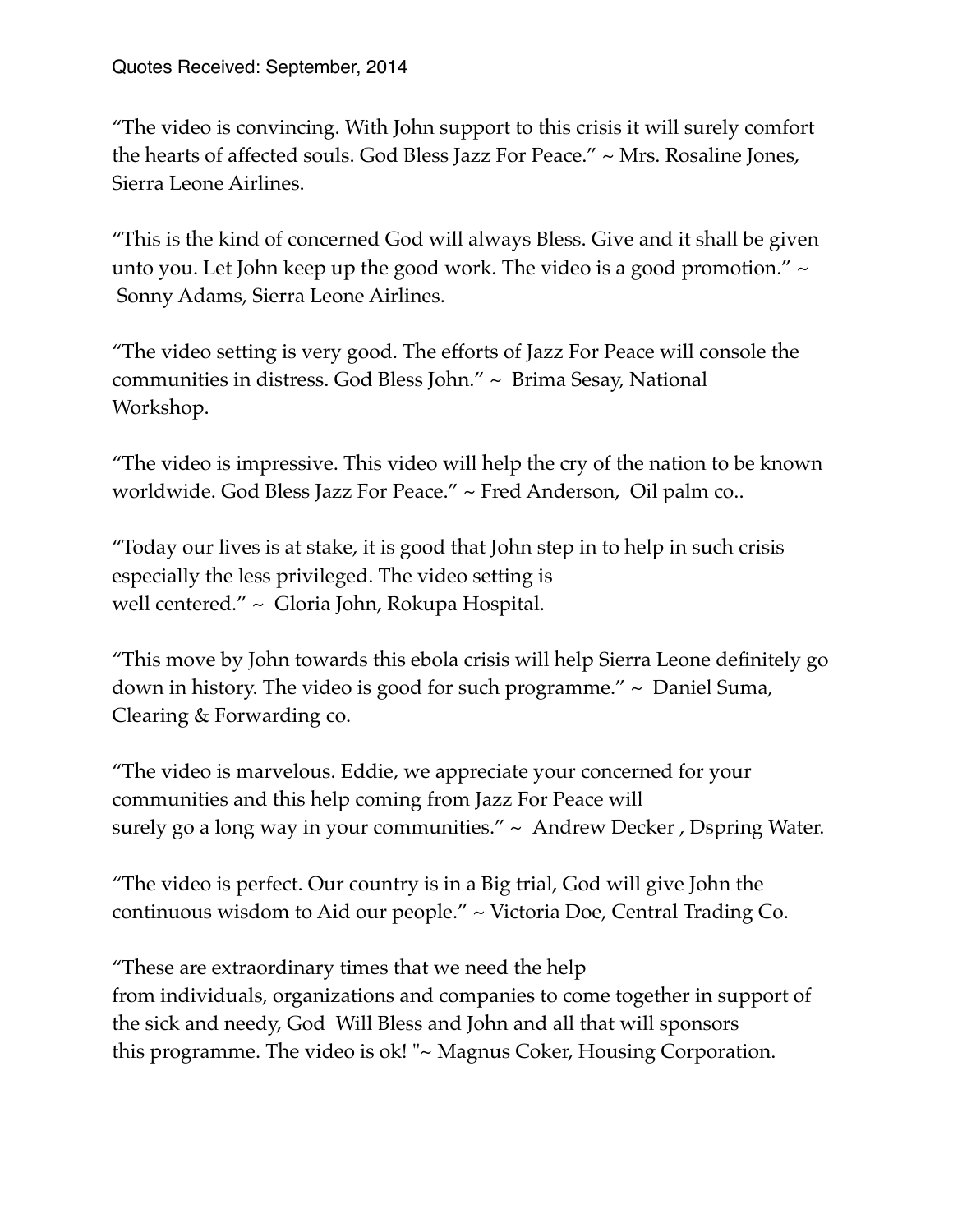Quotes Received: September, 2014

“The video is convincing. With John support to this crisis it will surely comfort the hearts of affected souls. God Bless Jazz For Peace.” ~ Mrs. Rosaline Jones, Sierra Leone Airlines.

“This is the kind of concerned God will always Bless. Give and it shall be given unto you. Let John keep up the good work. The video is a good promotion.” ~ Sonny Adams, Sierra Leone Airlines.

“The video setting is very good. The efforts of Jazz For Peace will console the communities in distress. God Bless John.” ~ Brima Sesay, National Workshop.

“The video is impressive. This video will help the cry of the nation to be known worldwide. God Bless Jazz For Peace.” ~ Fred Anderson, Oil palm co..

“Today our lives is at stake, it is good that John step in to help in such crisis especially the less privileged. The video setting is well centered.” ~ Gloria John, Rokupa Hospital.

“This move by John towards this ebola crisis will help Sierra Leone definitely go down in history. The video is good for such programme.” ~ Daniel Suma, Clearing & Forwarding co.

“The video is marvelous. Eddie, we appreciate your concerned for your communities and this help coming from Jazz For Peace will surely go a long way in your communities.” ~ Andrew Decker , Dspring Water.

“The video is perfect. Our country is in a Big trial, God will give John the continuous wisdom to Aid our people.” ~ Victoria Doe, Central Trading Co.

“These are extraordinary times that we need the help from individuals, organizations and companies to come together in support of the sick and needy, God Will Bless and John and all that will sponsors this programme. The video is ok! "~ Magnus Coker, Housing Corporation.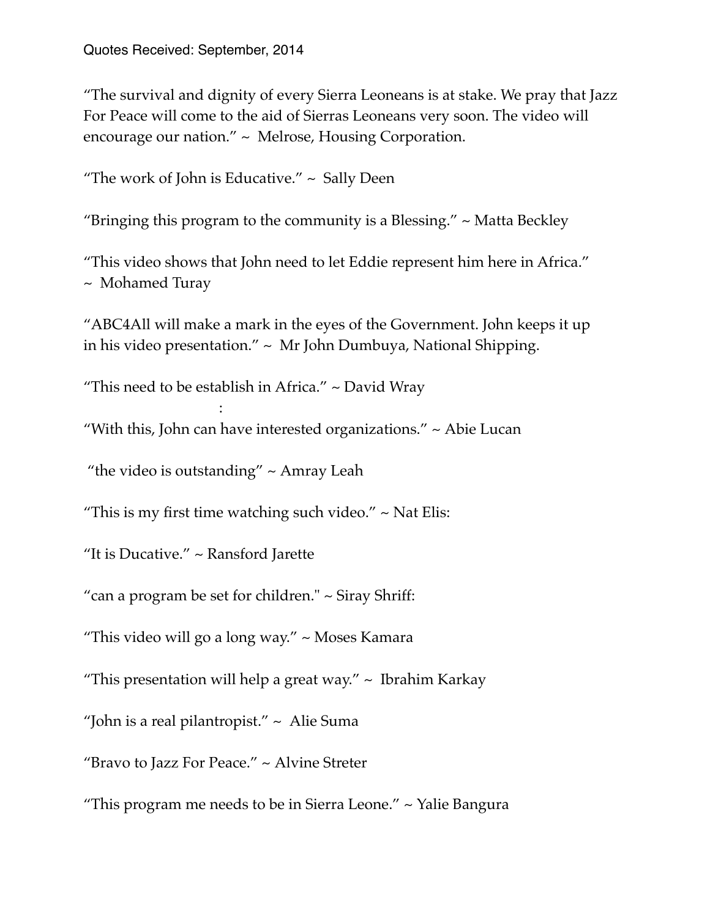Quotes Received: September, 2014

"The survival and dignity of every Sierra Leoneans is at stake. We pray that Jazz For Peace will come to the aid of Sierras Leoneans very soon. The video will encourage our nation." ~ Melrose, Housing Corporation.

"The work of John is Educative." ~ Sally Deen

"Bringing this program to the community is a Blessing." ~ Matta Beckley

"This video shows that John need to let Eddie represent him here in Africa." ~ Mohamed Turay

"ABC4All will make a mark in the eyes of the Government. John keeps it up in his video presentation." ~ Mr John Dumbuya, National Shipping.

"This need to be establish in Africa." ~ David Wray

:

"With this, John can have interested organizations." ~ Abie Lucan

"the video is outstanding" ~ Amray Leah

"This is my first time watching such video." ~ Nat Elis:

"It is Ducative." ~ Ransford Jarette

"can a program be set for children." ~ Siray Shriff:

"This video will go a long way." ~ Moses Kamara

"This presentation will help a great way." ~ Ibrahim Karkay

"John is a real pilantropist." ~ Alie Suma

"Bravo to Jazz For Peace." ~ Alvine Streter

"This program me needs to be in Sierra Leone." ~ Yalie Bangura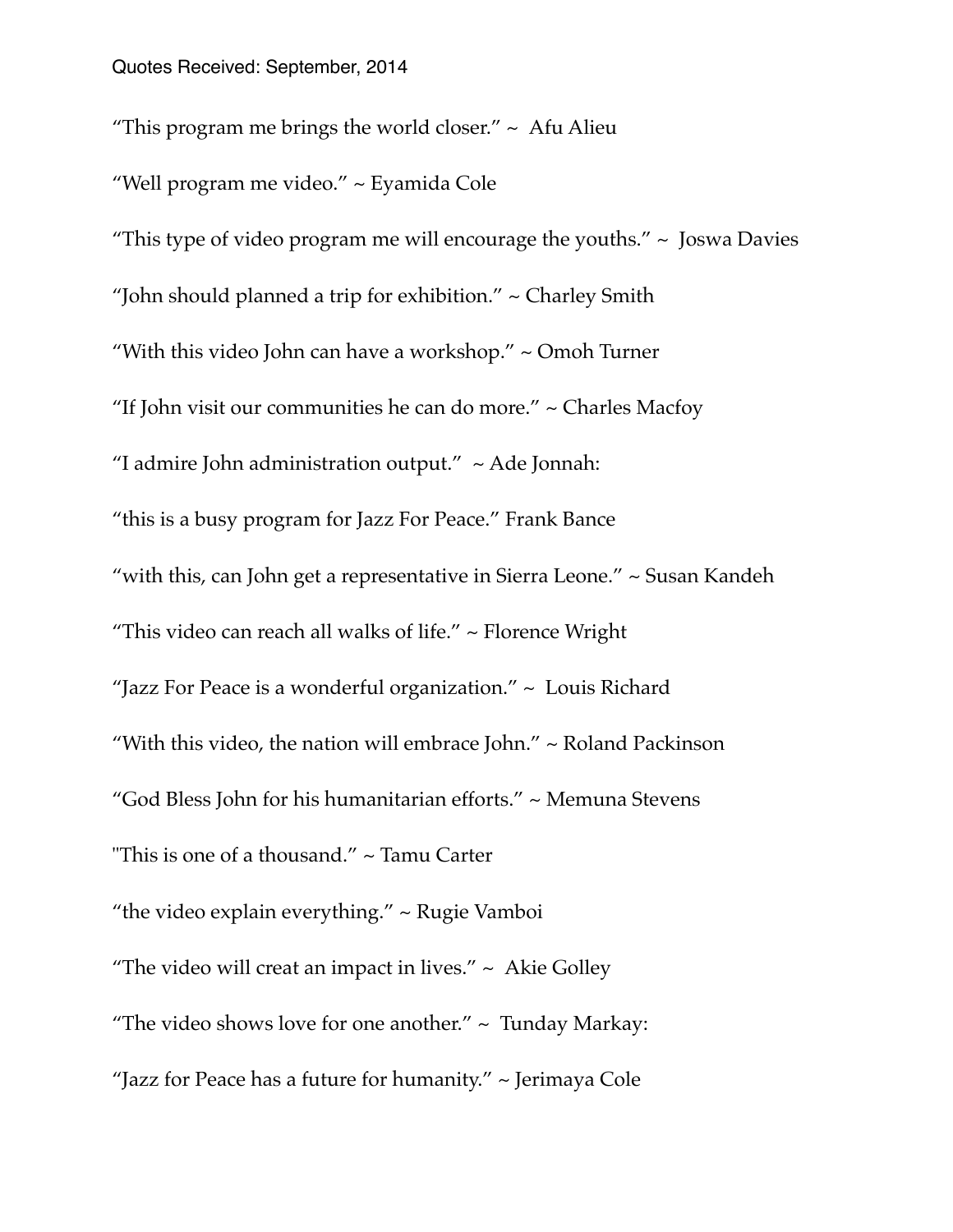Quotes Received: September, 2014

“This program me brings the world closer.” ~ Afu Alieu

“Well program me video.” ~ Eyamida Cole

“This type of video program me will encourage the youths.” ~ Joswa Davies

“John should planned a trip for exhibition.” ~ Charley Smith

“With this video John can have a workshop.” ~ Omoh Turner

“If John visit our communities he can do more.” ~ Charles Macfoy

“I admire John administration output.” ~ Ade Jonnah:

“this is a busy program for Jazz For Peace.” Frank Bance

“with this, can John get a representative in Sierra Leone.” ~ Susan Kandeh

“This video can reach all walks of life.” ~ Florence Wright

“Jazz For Peace is a wonderful organization.” ~ Louis Richard

“With this video, the nation will embrace John.” ~ Roland Packinson

“God Bless John for his humanitarian efforts.” ~ Memuna Stevens

"This is one of a thousand.” ~ Tamu Carter

“the video explain everything.” ~ Rugie Vamboi

“The video will creat an impact in lives.” ~ Akie Golley

“The video shows love for one another.” ~ Tunday Markay:

“Jazz for Peace has a future for humanity.” ~ Jerimaya Cole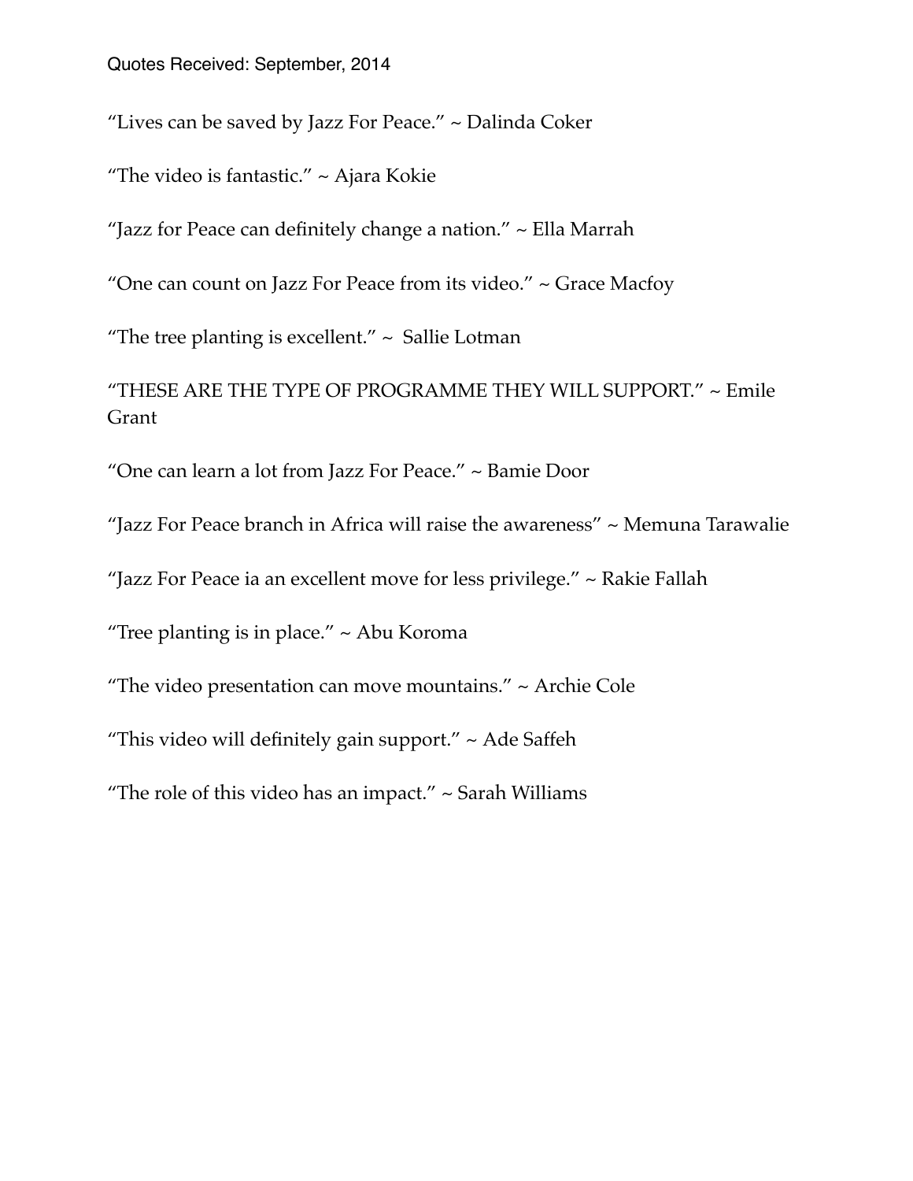Quotes Received: September, 2014

“Lives can be saved by Jazz For Peace.” ~ Dalinda Coker

“The video is fantastic.” ~ Ajara Kokie

“Jazz for Peace can definitely change a nation.” ~ Ella Marrah

“One can count on Jazz For Peace from its video.” ~ Grace Macfoy

“The tree planting is excellent.” ~ Sallie Lotman

“THESE ARE THE TYPE OF PROGRAMME THEY WILL SUPPORT.” ~ Emile Grant

“One can learn a lot from Jazz For Peace.” ~ Bamie Door

“Jazz For Peace branch in Africa will raise the awareness” ~ Memuna Tarawalie

“Jazz For Peace ia an excellent move for less privilege.” ~ Rakie Fallah

“Tree planting is in place.” ~ Abu Koroma

“The video presentation can move mountains.” ~ Archie Cole

“This video will definitely gain support.” ~ Ade Saffeh

“The role of this video has an impact.” ~ Sarah Williams